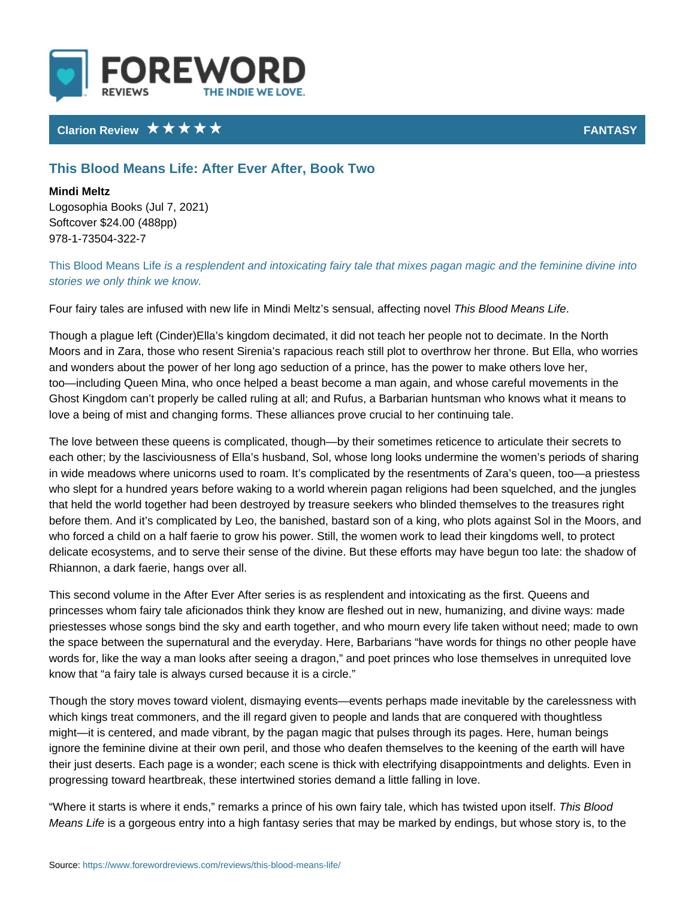Clarion Review ★★★★★ FANTASY

# This Blood Means Life: After Ever After, Book Two

**Mindi Meltz**
Logosophia Books (Jul 7, 2021)
Softcover $24.00 (488pp)
978-1-73504-322-7

*This Blood Means Life is a resplendent and intoxicating fairy tale that mixes pagan magic and the feminine divine into stories we only think we know.*

Four fairy tales are infused with new life in Mindi Meltz's sensual, affecting novel *This Blood Means Life*.

Though a plague left (Cinder)Ella's kingdom decimated, it did not teach her people not to decimate. In the North Moors and in Zara, those who resent Sirenia's rapacious reach still plot to overthrow her throne. But Ella, who worries and wonders about the power of her long ago seduction of a prince, has the power to make others love her, too—including Queen Mina, who once helped a beast become a man again, and whose careful movements in the Ghost Kingdom can't properly be called ruling at all; and Rufus, a Barbarian huntsman who knows what it means to love a being of mist and changing forms. These alliances prove crucial to her continuing tale.

The love between these queens is complicated, though—by their sometimes reticence to articulate their secrets to each other; by the lasciviousness of Ella's husband, Sol, whose long looks undermine the women's periods of sharing in wide meadows where unicorns used to roam. It's complicated by the resentments of Zara's queen, too—a priestess who slept for a hundred years before waking to a world wherein pagan religions had been squelched, and the jungles that held the world together had been destroyed by treasure seekers who blinded themselves to the treasures right before them. And it's complicated by Leo, the banished, bastard son of a king, who plots against Sol in the Moors, and who forced a child on a half faerie to grow his power. Still, the women work to lead their kingdoms well, to protect delicate ecosystems, and to serve their sense of the divine. But these efforts may have begun too late: the shadow of Rhiannon, a dark faerie, hangs over all.

This second volume in the After Ever After series is as resplendent and intoxicating as the first. Queens and princesses whom fairy tale aficionados think they know are fleshed out in new, humanizing, and divine ways: made priestesses whose songs bind the sky and earth together, and who mourn every life taken without need; made to own the space between the supernatural and the everyday. Here, Barbarians "have words for things no other people have words for, like the way a man looks after seeing a dragon," and poet princes who lose themselves in unrequited love know that "a fairy tale is always cursed because it is a circle."

Though the story moves toward violent, dismaying events—events perhaps made inevitable by the carelessness with which kings treat commoners, and the ill regard given to people and lands that are conquered with thoughtless might—it is centered, and made vibrant, by the pagan magic that pulses through its pages. Here, human beings ignore the feminine divine at their own peril, and those who deafen themselves to the keening of the earth will have their just deserts. Each page is a wonder; each scene is thick with electrifying disappointments and delights. Even in progressing toward heartbreak, these intertwined stories demand a little falling in love.

"Where it starts is where it ends," remarks a prince of his own fairy tale, which has twisted upon itself. *This Blood Means Life* is a gorgeous entry into a high fantasy series that may be marked by endings, but whose story is, to the

Source: https://www.forewordreviews.com/reviews/this-blood-means-life/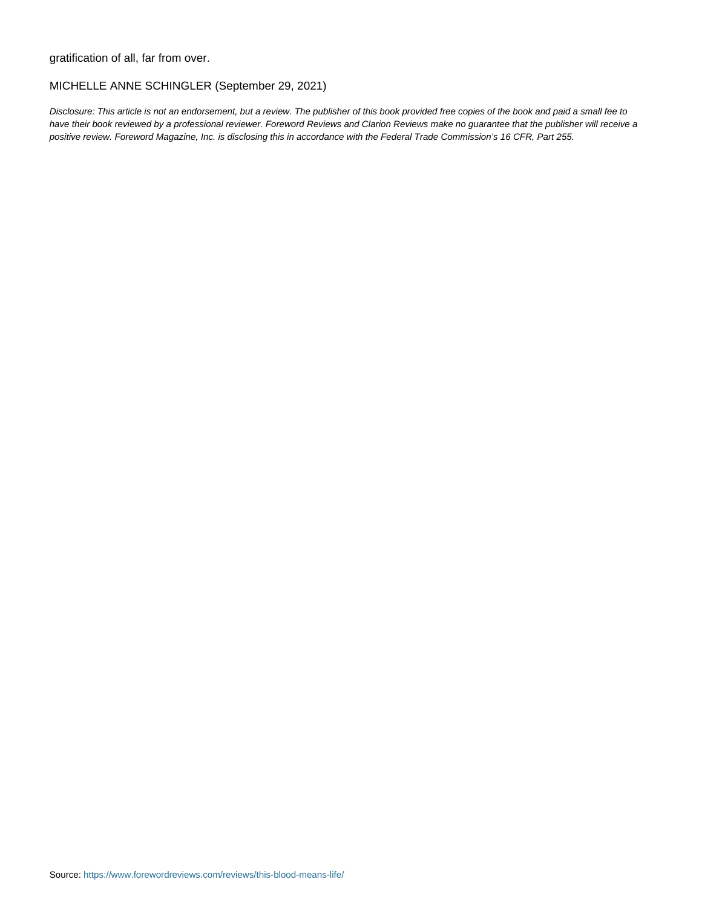gratification of all, far from over.

MICHELLE ANNE SCHINGLER (September 29, 2021)

*Disclosure: This article is not an endorsement, but a review. The publisher of this book provided free copies of the book and paid a small fee to have their book reviewed by a professional reviewer. Foreword Reviews and Clarion Reviews make no guarantee that the publisher will receive a positive review. Foreword Magazine, Inc. is disclosing this in accordance with the Federal Trade Commission's 16 CFR, Part 255.*

Source: https://www.forewordreviews.com/reviews/this-blood-means-life/